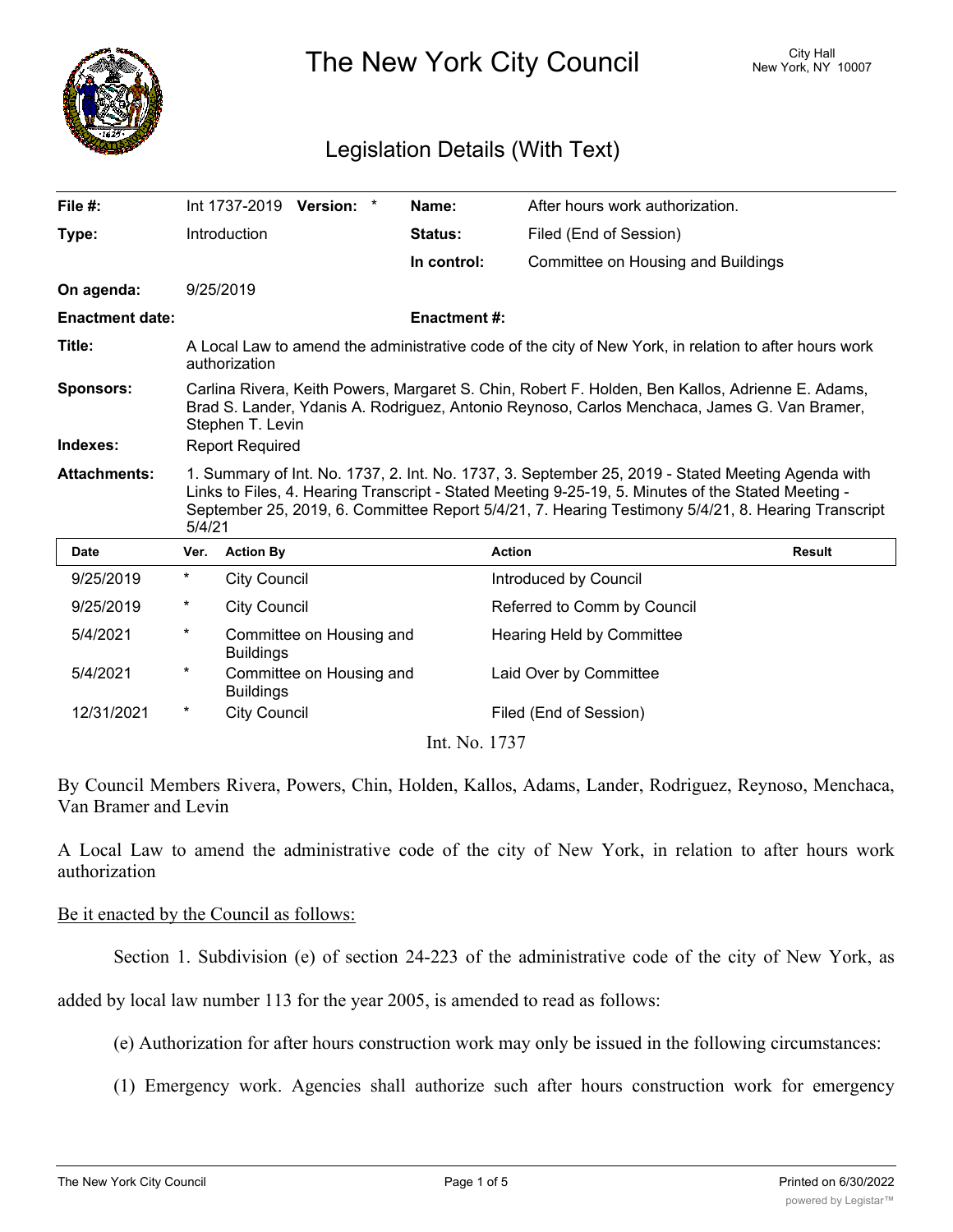# The New York City Council

City Hall
New York, NY 10007

## Legislation Details (With Text)

| | | | |
|---|---|---|---|
| **File #:** | Int 1737-2019 **Version:** * | **Name:** | After hours work authorization. |
| **Type:** | Introduction | **Status:** | Filed (End of Session) |
| | | **In control:** | Committee on Housing and Buildings |
| **On agenda:** | 9/25/2019 | | |
| **Enactment date:** | | **Enactment #:** | |

**Title:** A Local Law to amend the administrative code of the city of New York, in relation to after hours work authorization

**Sponsors:** Carlina Rivera, Keith Powers, Margaret S. Chin, Robert F. Holden, Ben Kallos, Adrienne E. Adams, Brad S. Lander, Ydanis A. Rodriguez, Antonio Reynoso, Carlos Menchaca, James G. Van Bramer, Stephen T. Levin

**Indexes:** Report Required

**Attachments:** 1. Summary of Int. No. 1737, 2. Int. No. 1737, 3. September 25, 2019 - Stated Meeting Agenda with Links to Files, 4. Hearing Transcript - Stated Meeting 9-25-19, 5. Minutes of the Stated Meeting - September 25, 2019, 6. Committee Report 5/4/21, 7. Hearing Testimony 5/4/21, 8. Hearing Transcript 5/4/21

| Date | Ver. | Action By | Action | Result |
|---|---|---|---|---|
| 9/25/2019 | * | City Council | Introduced by Council | |
| 9/25/2019 | * | City Council | Referred to Comm by Council | |
| 5/4/2021 | * | Committee on Housing and Buildings | Hearing Held by Committee | |
| 5/4/2021 | * | Committee on Housing and Buildings | Laid Over by Committee | |
| 12/31/2021 | * | City Council | Filed (End of Session) | |

Int. No. 1737

By Council Members Rivera, Powers, Chin, Holden, Kallos, Adams, Lander, Rodriguez, Reynoso, Menchaca, Van Bramer and Levin

A Local Law to amend the administrative code of the city of New York, in relation to after hours work authorization

Be it enacted by the Council as follows:

Section 1. Subdivision (e) of section 24-223 of the administrative code of the city of New York, as added by local law number 113 for the year 2005, is amended to read as follows:

(e) Authorization for after hours construction work may only be issued in the following circumstances:

(1) Emergency work. Agencies shall authorize such after hours construction work for emergency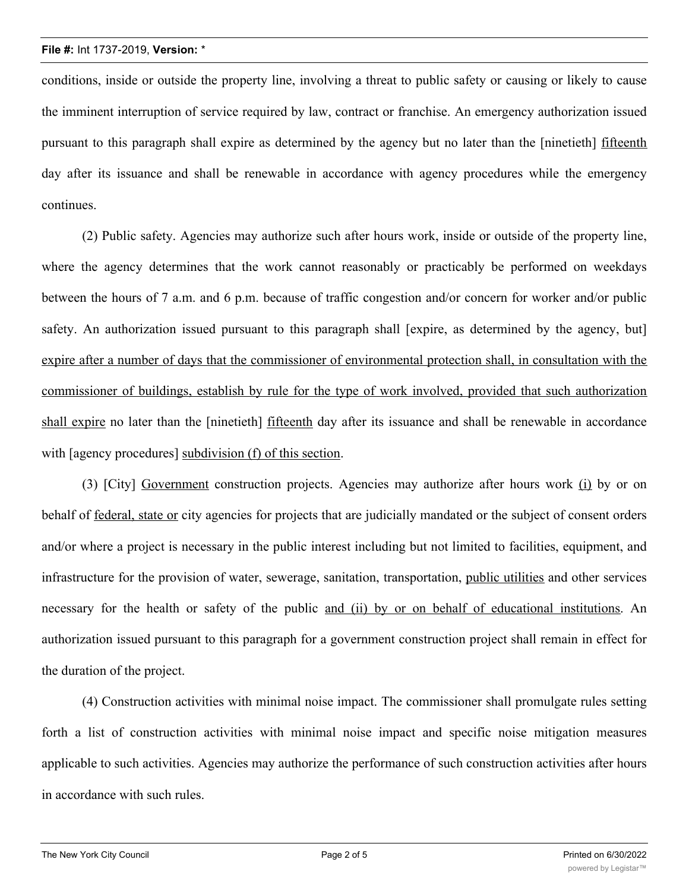conditions, inside or outside the property line, involving a threat to public safety or causing or likely to cause the imminent interruption of service required by law, contract or franchise. An emergency authorization issued pursuant to this paragraph shall expire as determined by the agency but no later than the [ninetieth] <u>fifteenth</u> day after its issuance and shall be renewable in accordance with agency procedures while the emergency continues.

(2) Public safety. Agencies may authorize such after hours work, inside or outside of the property line, where the agency determines that the work cannot reasonably or practicably be performed on weekdays between the hours of 7 a.m. and 6 p.m. because of traffic congestion and/or concern for worker and/or public safety. An authorization issued pursuant to this paragraph shall [expire, as determined by the agency, but] <u>expire after a number of days that the commissioner of environmental protection shall, in consultation with the commissioner of buildings, establish by rule for the type of work involved, provided that such authorization shall expire</u> no later than the [ninetieth] <u>fifteenth</u> day after its issuance and shall be renewable in accordance with [agency procedures] <u>subdivision (f) of this section</u>.

(3) [City] <u>Government</u> construction projects. Agencies may authorize after hours work <u>(i)</u> by or on behalf of <u>federal, state or</u> city agencies for projects that are judicially mandated or the subject of consent orders and/or where a project is necessary in the public interest including but not limited to facilities, equipment, and infrastructure for the provision of water, sewerage, sanitation, transportation, <u>public utilities</u> and other services necessary for the health or safety of the public <u>and (ii) by or on behalf of educational institutions</u>. An authorization issued pursuant to this paragraph for a government construction project shall remain in effect for the duration of the project.

(4) Construction activities with minimal noise impact. The commissioner shall promulgate rules setting forth a list of construction activities with minimal noise impact and specific noise mitigation measures applicable to such activities. Agencies may authorize the performance of such construction activities after hours in accordance with such rules.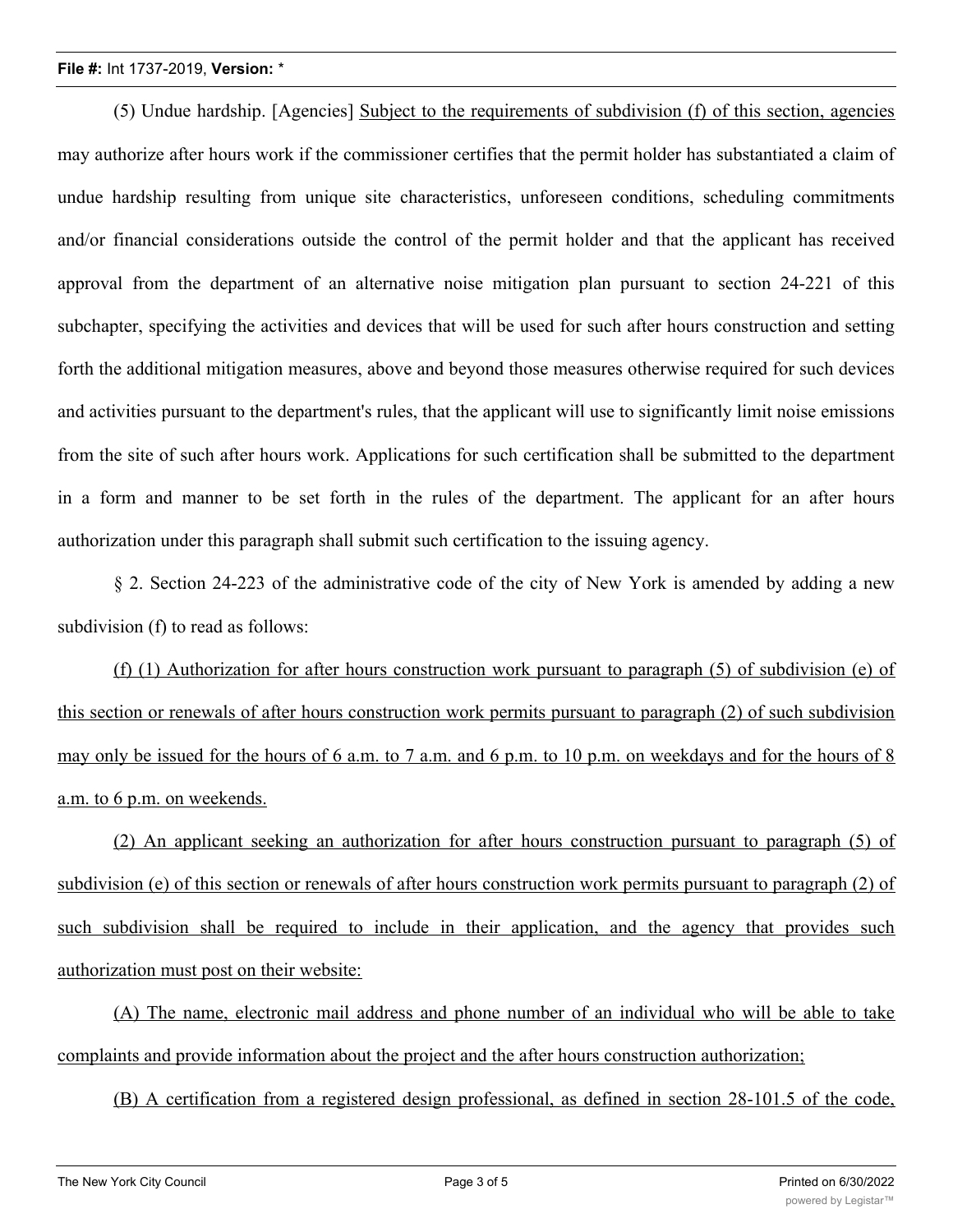(5) Undue hardship. [Agencies] <u>Subject to the requirements of subdivision (f) of this section, agencies</u> may authorize after hours work if the commissioner certifies that the permit holder has substantiated a claim of undue hardship resulting from unique site characteristics, unforeseen conditions, scheduling commitments and/or financial considerations outside the control of the permit holder and that the applicant has received approval from the department of an alternative noise mitigation plan pursuant to section 24-221 of this subchapter, specifying the activities and devices that will be used for such after hours construction and setting forth the additional mitigation measures, above and beyond those measures otherwise required for such devices and activities pursuant to the department's rules, that the applicant will use to significantly limit noise emissions from the site of such after hours work. Applications for such certification shall be submitted to the department in a form and manner to be set forth in the rules of the department. The applicant for an after hours authorization under this paragraph shall submit such certification to the issuing agency.

§ 2. Section 24-223 of the administrative code of the city of New York is amended by adding a new subdivision (f) to read as follows:

<u>(f) (1) Authorization for after hours construction work pursuant to paragraph (5) of subdivision (e) of this section or renewals of after hours construction work permits pursuant to paragraph (2) of such subdivision may only be issued for the hours of 6 a.m. to 7 a.m. and 6 p.m. to 10 p.m. on weekdays and for the hours of 8 a.m. to 6 p.m. on weekends.</u>

<u>(2) An applicant seeking an authorization for after hours construction pursuant to paragraph (5) of subdivision (e) of this section or renewals of after hours construction work permits pursuant to paragraph (2) of such subdivision shall be required to include in their application, and the agency that provides such authorization must post on their website:</u>

<u>(A) The name, electronic mail address and phone number of an individual who will be able to take complaints and provide information about the project and the after hours construction authorization;</u>

<u>(B) A certification from a registered design professional, as defined in section 28-101.5 of the code,</u>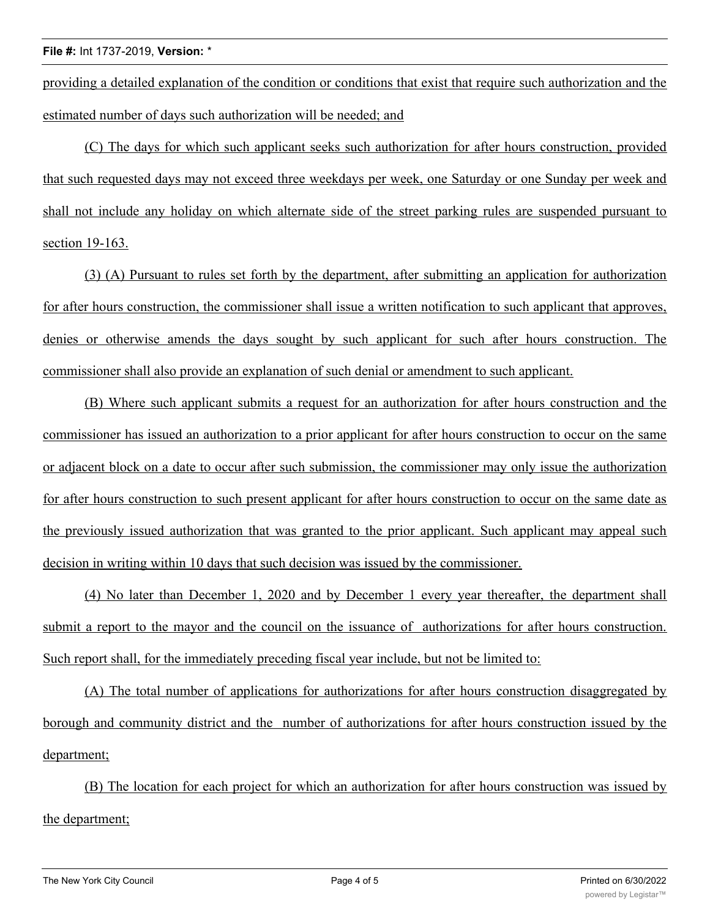providing a detailed explanation of the condition or conditions that exist that require such authorization and the estimated number of days such authorization will be needed; and

(C) The days for which such applicant seeks such authorization for after hours construction, provided that such requested days may not exceed three weekdays per week, one Saturday or one Sunday per week and shall not include any holiday on which alternate side of the street parking rules are suspended pursuant to section 19-163.

(3) (A) Pursuant to rules set forth by the department, after submitting an application for authorization for after hours construction, the commissioner shall issue a written notification to such applicant that approves, denies or otherwise amends the days sought by such applicant for such after hours construction. The commissioner shall also provide an explanation of such denial or amendment to such applicant.

(B) Where such applicant submits a request for an authorization for after hours construction and the commissioner has issued an authorization to a prior applicant for after hours construction to occur on the same or adjacent block on a date to occur after such submission, the commissioner may only issue the authorization for after hours construction to such present applicant for after hours construction to occur on the same date as the previously issued authorization that was granted to the prior applicant. Such applicant may appeal such decision in writing within 10 days that such decision was issued by the commissioner.

(4) No later than December 1, 2020 and by December 1 every year thereafter, the department shall submit a report to the mayor and the council on the issuance of authorizations for after hours construction. Such report shall, for the immediately preceding fiscal year include, but not be limited to:

(A) The total number of applications for authorizations for after hours construction disaggregated by borough and community district and the number of authorizations for after hours construction issued by the department;

(B) The location for each project for which an authorization for after hours construction was issued by the department;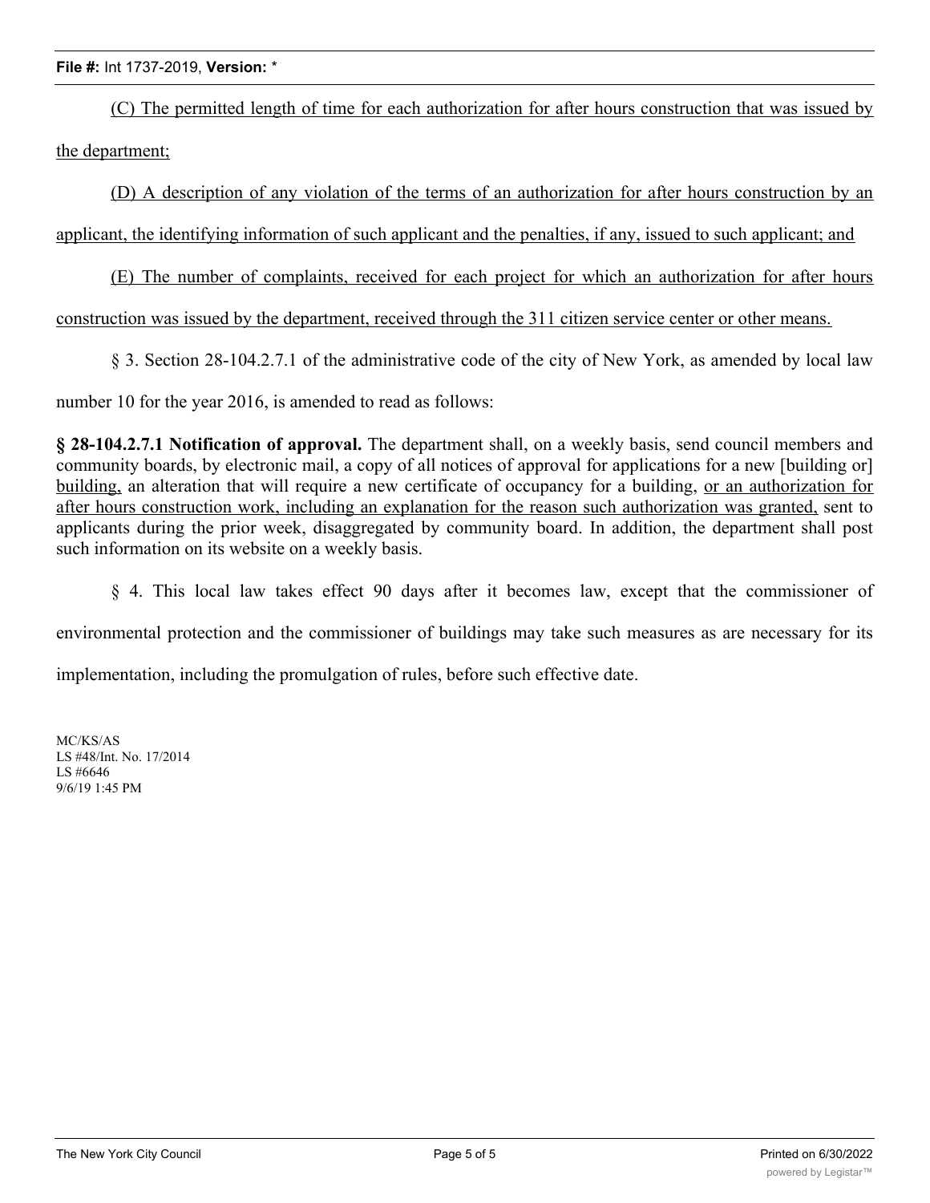(C) The permitted length of time for each authorization for after hours construction that was issued by the department;

(D) A description of any violation of the terms of an authorization for after hours construction by an applicant, the identifying information of such applicant and the penalties, if any, issued to such applicant; and

(E) The number of complaints, received for each project for which an authorization for after hours construction was issued by the department, received through the 311 citizen service center or other means.

§ 3. Section 28-104.2.7.1 of the administrative code of the city of New York, as amended by local law number 10 for the year 2016, is amended to read as follows:

**§ 28-104.2.7.1 Notification of approval.** The department shall, on a weekly basis, send council members and community boards, by electronic mail, a copy of all notices of approval for applications for a new [building or] building, an alteration that will require a new certificate of occupancy for a building, or an authorization for after hours construction work, including an explanation for the reason such authorization was granted, sent to applicants during the prior week, disaggregated by community board. In addition, the department shall post such information on its website on a weekly basis.

§ 4. This local law takes effect 90 days after it becomes law, except that the commissioner of environmental protection and the commissioner of buildings may take such measures as are necessary for its implementation, including the promulgation of rules, before such effective date.

MC/KS/AS
LS #48/Int. No. 17/2014
LS #6646
9/6/19 1:45 PM